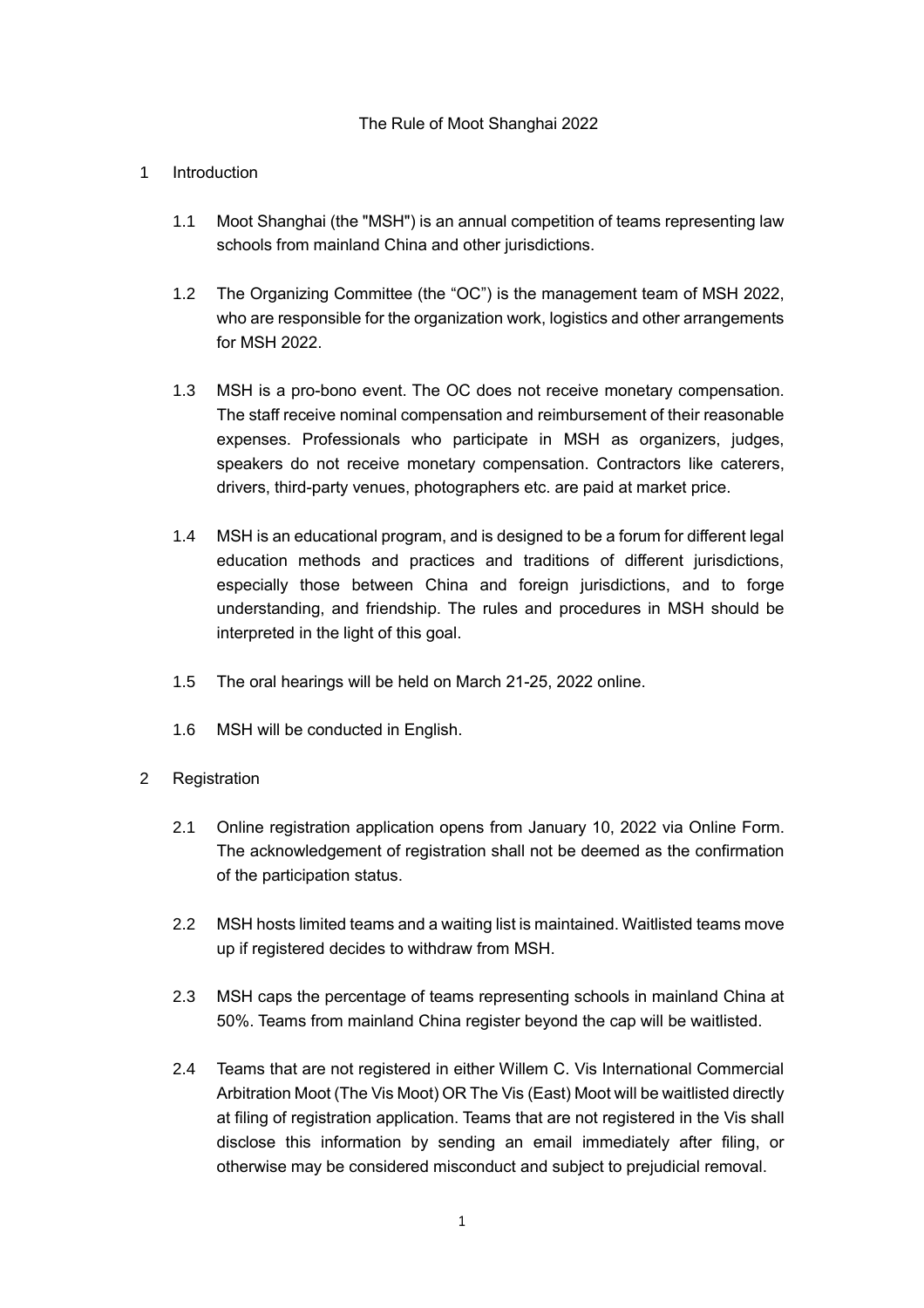# The Rule of Moot Shanghai 2022

## 1 Introduction

1.1 Moot Shanghai (the "MSH") is an annual competition of teams representing law schools from mainland China and other jurisdictions.

1.2 The Organizing Committee (the "OC") is the management team of MSH 2022, who are responsible for the organization work, logistics and other arrangements for MSH 2022.

1.3 MSH is a pro-bono event. The OC does not receive monetary compensation. The staff receive nominal compensation and reimbursement of their reasonable expenses. Professionals who participate in MSH as organizers, judges, speakers do not receive monetary compensation. Contractors like caterers, drivers, third-party venues, photographers etc. are paid at market price.

1.4 MSH is an educational program, and is designed to be a forum for different legal education methods and practices and traditions of different jurisdictions, especially those between China and foreign jurisdictions, and to forge understanding, and friendship. The rules and procedures in MSH should be interpreted in the light of this goal.

1.5 The oral hearings will be held on March 21-25, 2022 online.

1.6 MSH will be conducted in English.

## 2 Registration

2.1 Online registration application opens from January 10, 2022 via Online Form. The acknowledgement of registration shall not be deemed as the confirmation of the participation status.

2.2 MSH hosts limited teams and a waiting list is maintained. Waitlisted teams move up if registered decides to withdraw from MSH.

2.3 MSH caps the percentage of teams representing schools in mainland China at 50%. Teams from mainland China register beyond the cap will be waitlisted.

2.4 Teams that are not registered in either Willem C. Vis International Commercial Arbitration Moot (The Vis Moot) OR The Vis (East) Moot will be waitlisted directly at filing of registration application. Teams that are not registered in the Vis shall disclose this information by sending an email immediately after filing, or otherwise may be considered misconduct and subject to prejudicial removal.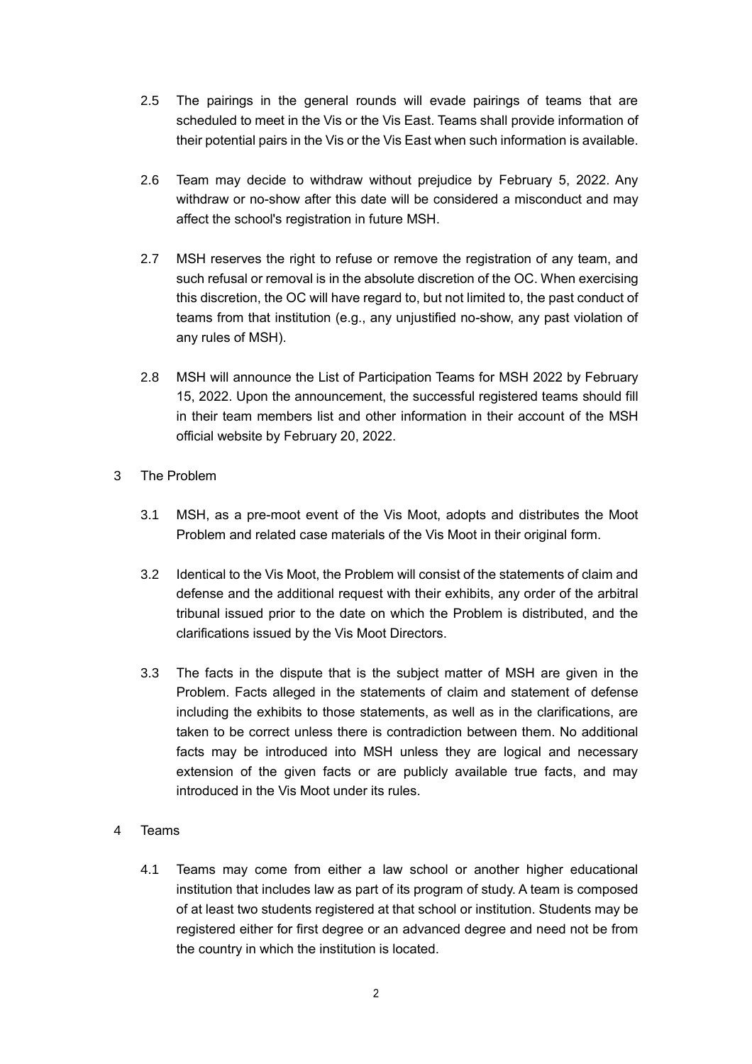2.5 The pairings in the general rounds will evade pairings of teams that are scheduled to meet in the Vis or the Vis East. Teams shall provide information of their potential pairs in the Vis or the Vis East when such information is available.

2.6 Team may decide to withdraw without prejudice by February 5, 2022. Any withdraw or no-show after this date will be considered a misconduct and may affect the school's registration in future MSH.

2.7 MSH reserves the right to refuse or remove the registration of any team, and such refusal or removal is in the absolute discretion of the OC. When exercising this discretion, the OC will have regard to, but not limited to, the past conduct of teams from that institution (e.g., any unjustified no-show, any past violation of any rules of MSH).

2.8 MSH will announce the List of Participation Teams for MSH 2022 by February 15, 2022. Upon the announcement, the successful registered teams should fill in their team members list and other information in their account of the MSH official website by February 20, 2022.

3 The Problem

3.1 MSH, as a pre-moot event of the Vis Moot, adopts and distributes the Moot Problem and related case materials of the Vis Moot in their original form.

3.2 Identical to the Vis Moot, the Problem will consist of the statements of claim and defense and the additional request with their exhibits, any order of the arbitral tribunal issued prior to the date on which the Problem is distributed, and the clarifications issued by the Vis Moot Directors.

3.3 The facts in the dispute that is the subject matter of MSH are given in the Problem. Facts alleged in the statements of claim and statement of defense including the exhibits to those statements, as well as in the clarifications, are taken to be correct unless there is contradiction between them. No additional facts may be introduced into MSH unless they are logical and necessary extension of the given facts or are publicly available true facts, and may introduced in the Vis Moot under its rules.

4 Teams

4.1 Teams may come from either a law school or another higher educational institution that includes law as part of its program of study. A team is composed of at least two students registered at that school or institution. Students may be registered either for first degree or an advanced degree and need not be from the country in which the institution is located.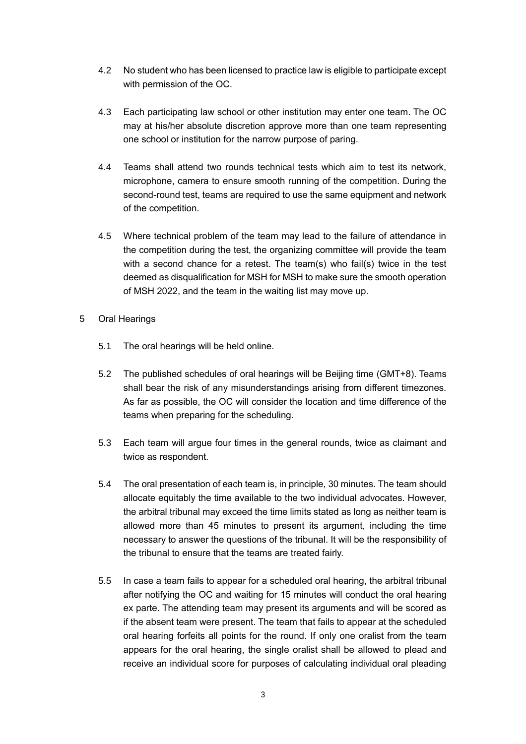4.2 No student who has been licensed to practice law is eligible to participate except with permission of the OC.

4.3 Each participating law school or other institution may enter one team. The OC may at his/her absolute discretion approve more than one team representing one school or institution for the narrow purpose of paring.

4.4 Teams shall attend two rounds technical tests which aim to test its network, microphone, camera to ensure smooth running of the competition. During the second-round test, teams are required to use the same equipment and network of the competition.

4.5 Where technical problem of the team may lead to the failure of attendance in the competition during the test, the organizing committee will provide the team with a second chance for a retest. The team(s) who fail(s) twice in the test deemed as disqualification for MSH for MSH to make sure the smooth operation of MSH 2022, and the team in the waiting list may move up.

5 Oral Hearings

5.1 The oral hearings will be held online.

5.2 The published schedules of oral hearings will be Beijing time (GMT+8). Teams shall bear the risk of any misunderstandings arising from different timezones. As far as possible, the OC will consider the location and time difference of the teams when preparing for the scheduling.

5.3 Each team will argue four times in the general rounds, twice as claimant and twice as respondent.

5.4 The oral presentation of each team is, in principle, 30 minutes. The team should allocate equitably the time available to the two individual advocates. However, the arbitral tribunal may exceed the time limits stated as long as neither team is allowed more than 45 minutes to present its argument, including the time necessary to answer the questions of the tribunal. It will be the responsibility of the tribunal to ensure that the teams are treated fairly.

5.5 In case a team fails to appear for a scheduled oral hearing, the arbitral tribunal after notifying the OC and waiting for 15 minutes will conduct the oral hearing ex parte. The attending team may present its arguments and will be scored as if the absent team were present. The team that fails to appear at the scheduled oral hearing forfeits all points for the round. If only one oralist from the team appears for the oral hearing, the single oralist shall be allowed to plead and receive an individual score for purposes of calculating individual oral pleading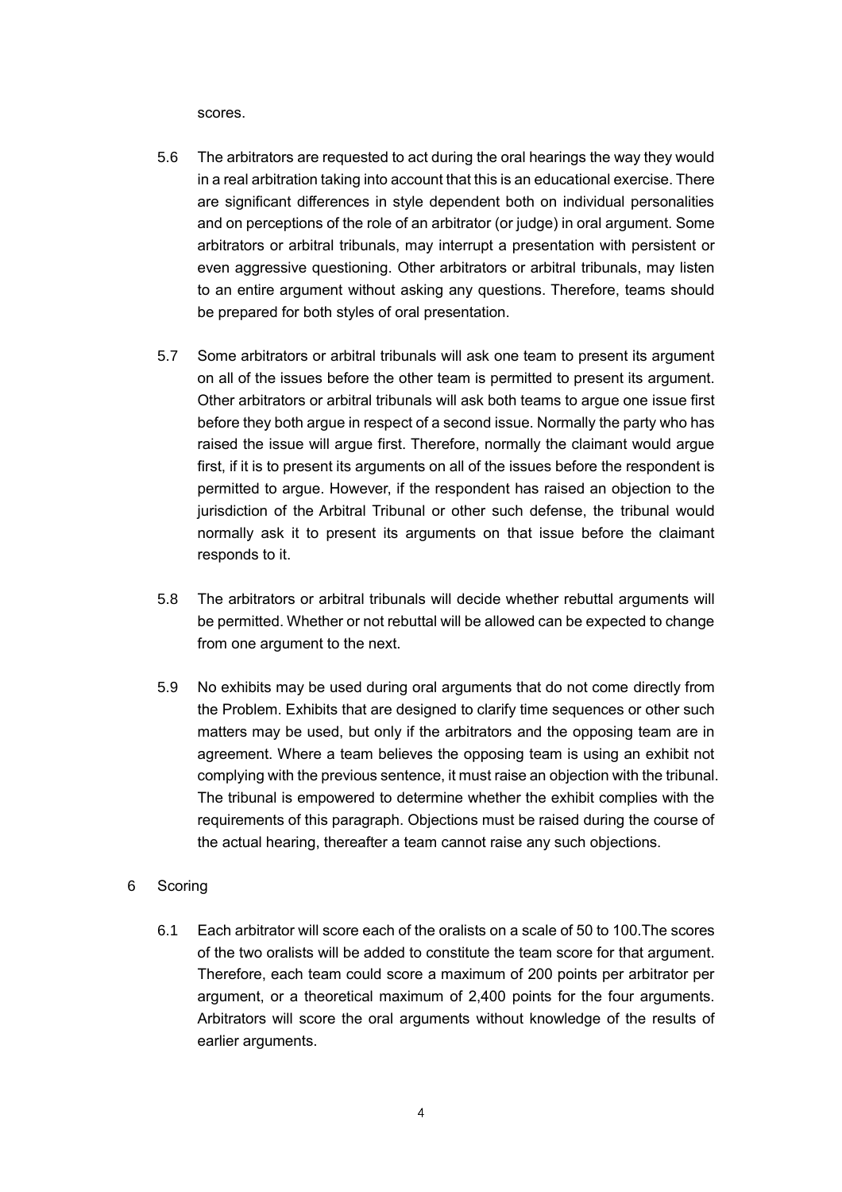scores.

5.6 The arbitrators are requested to act during the oral hearings the way they would in a real arbitration taking into account that this is an educational exercise. There are significant differences in style dependent both on individual personalities and on perceptions of the role of an arbitrator (or judge) in oral argument. Some arbitrators or arbitral tribunals, may interrupt a presentation with persistent or even aggressive questioning. Other arbitrators or arbitral tribunals, may listen to an entire argument without asking any questions. Therefore, teams should be prepared for both styles of oral presentation.

5.7 Some arbitrators or arbitral tribunals will ask one team to present its argument on all of the issues before the other team is permitted to present its argument. Other arbitrators or arbitral tribunals will ask both teams to argue one issue first before they both argue in respect of a second issue. Normally the party who has raised the issue will argue first. Therefore, normally the claimant would argue first, if it is to present its arguments on all of the issues before the respondent is permitted to argue. However, if the respondent has raised an objection to the jurisdiction of the Arbitral Tribunal or other such defense, the tribunal would normally ask it to present its arguments on that issue before the claimant responds to it.

5.8 The arbitrators or arbitral tribunals will decide whether rebuttal arguments will be permitted. Whether or not rebuttal will be allowed can be expected to change from one argument to the next.

5.9 No exhibits may be used during oral arguments that do not come directly from the Problem. Exhibits that are designed to clarify time sequences or other such matters may be used, but only if the arbitrators and the opposing team are in agreement. Where a team believes the opposing team is using an exhibit not complying with the previous sentence, it must raise an objection with the tribunal. The tribunal is empowered to determine whether the exhibit complies with the requirements of this paragraph. Objections must be raised during the course of the actual hearing, thereafter a team cannot raise any such objections.

6 Scoring

6.1 Each arbitrator will score each of the oralists on a scale of 50 to 100.The scores of the two oralists will be added to constitute the team score for that argument. Therefore, each team could score a maximum of 200 points per arbitrator per argument, or a theoretical maximum of 2,400 points for the four arguments. Arbitrators will score the oral arguments without knowledge of the results of earlier arguments.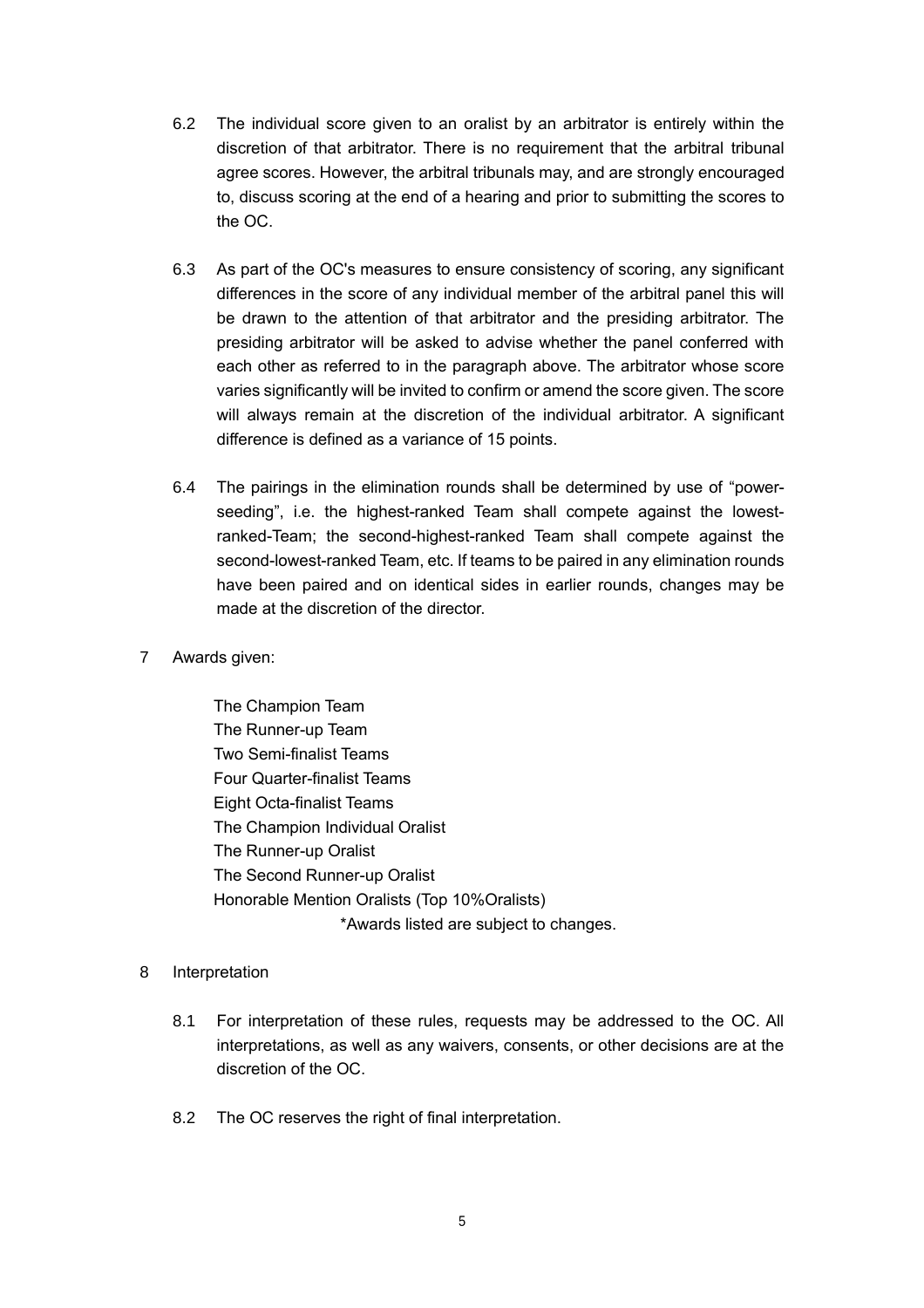6.2 The individual score given to an oralist by an arbitrator is entirely within the discretion of that arbitrator. There is no requirement that the arbitral tribunal agree scores. However, the arbitral tribunals may, and are strongly encouraged to, discuss scoring at the end of a hearing and prior to submitting the scores to the OC.

6.3 As part of the OC's measures to ensure consistency of scoring, any significant differences in the score of any individual member of the arbitral panel this will be drawn to the attention of that arbitrator and the presiding arbitrator. The presiding arbitrator will be asked to advise whether the panel conferred with each other as referred to in the paragraph above. The arbitrator whose score varies significantly will be invited to confirm or amend the score given. The score will always remain at the discretion of the individual arbitrator. A significant difference is defined as a variance of 15 points.

6.4 The pairings in the elimination rounds shall be determined by use of "power-seeding", i.e. the highest-ranked Team shall compete against the lowest-ranked-Team; the second-highest-ranked Team shall compete against the second-lowest-ranked Team, etc. If teams to be paired in any elimination rounds have been paired and on identical sides in earlier rounds, changes may be made at the discretion of the director.

7 Awards given:

The Champion Team
The Runner-up Team
Two Semi-finalist Teams
Four Quarter-finalist Teams
Eight Octa-finalist Teams
The Champion Individual Oralist
The Runner-up Oralist
The Second Runner-up Oralist
Honorable Mention Oralists (Top 10%Oralists)

*Awards listed are subject to changes.

8 Interpretation

8.1 For interpretation of these rules, requests may be addressed to the OC. All interpretations, as well as any waivers, consents, or other decisions are at the discretion of the OC.

8.2 The OC reserves the right of final interpretation.